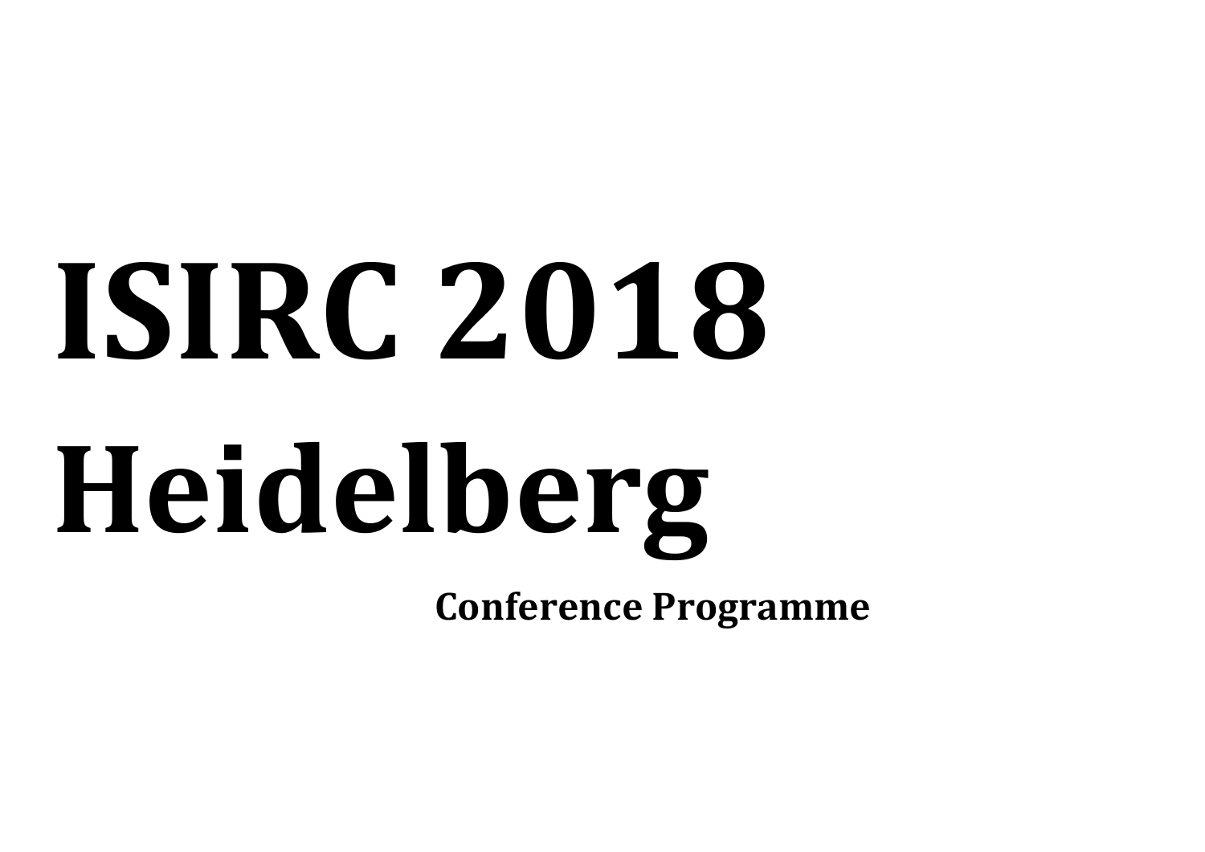# ISIRC 2018 Heidelberg

**Conference Programme**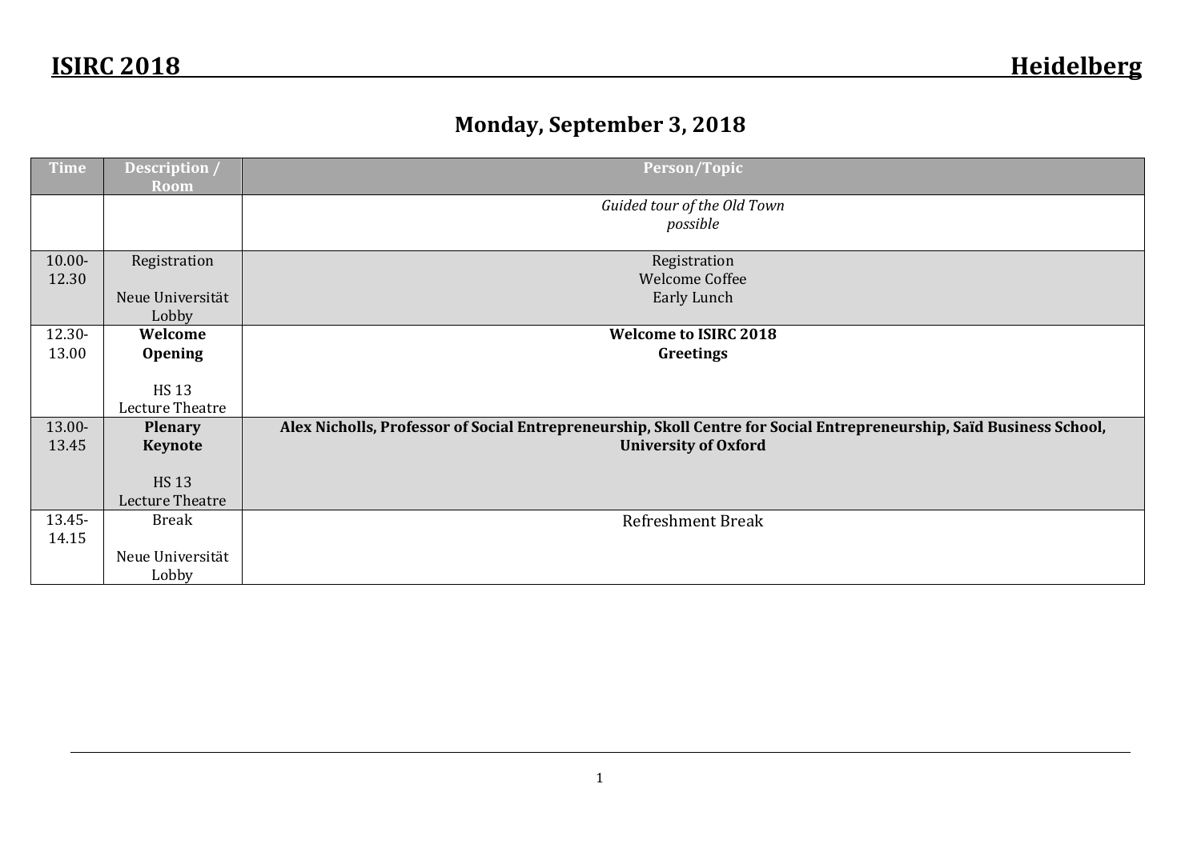# Monday, September 3, 2018

| Time | Description / Room | Person/Topic |
|---|---|---|
| | | *Guided tour of the Old Town possible* |
| 10.00-12.30 | Registration<br><br>Neue Universität Lobby | Registration<br>Welcome Coffee<br>Early Lunch |
| 12.30-13.00 | **Welcome Opening**<br><br>HS 13 Lecture Theatre | **Welcome to ISIRC 2018**<br>**Greetings** |
| 13.00-13.45 | **Plenary Keynote**<br><br>HS 13 Lecture Theatre | **Alex Nicholls, Professor of Social Entrepreneurship, Skoll Centre for Social Entrepreneurship, Saïd Business School, University of Oxford** |
| 13.45-14.15 | Break<br><br>Neue Universität Lobby | Refreshment Break |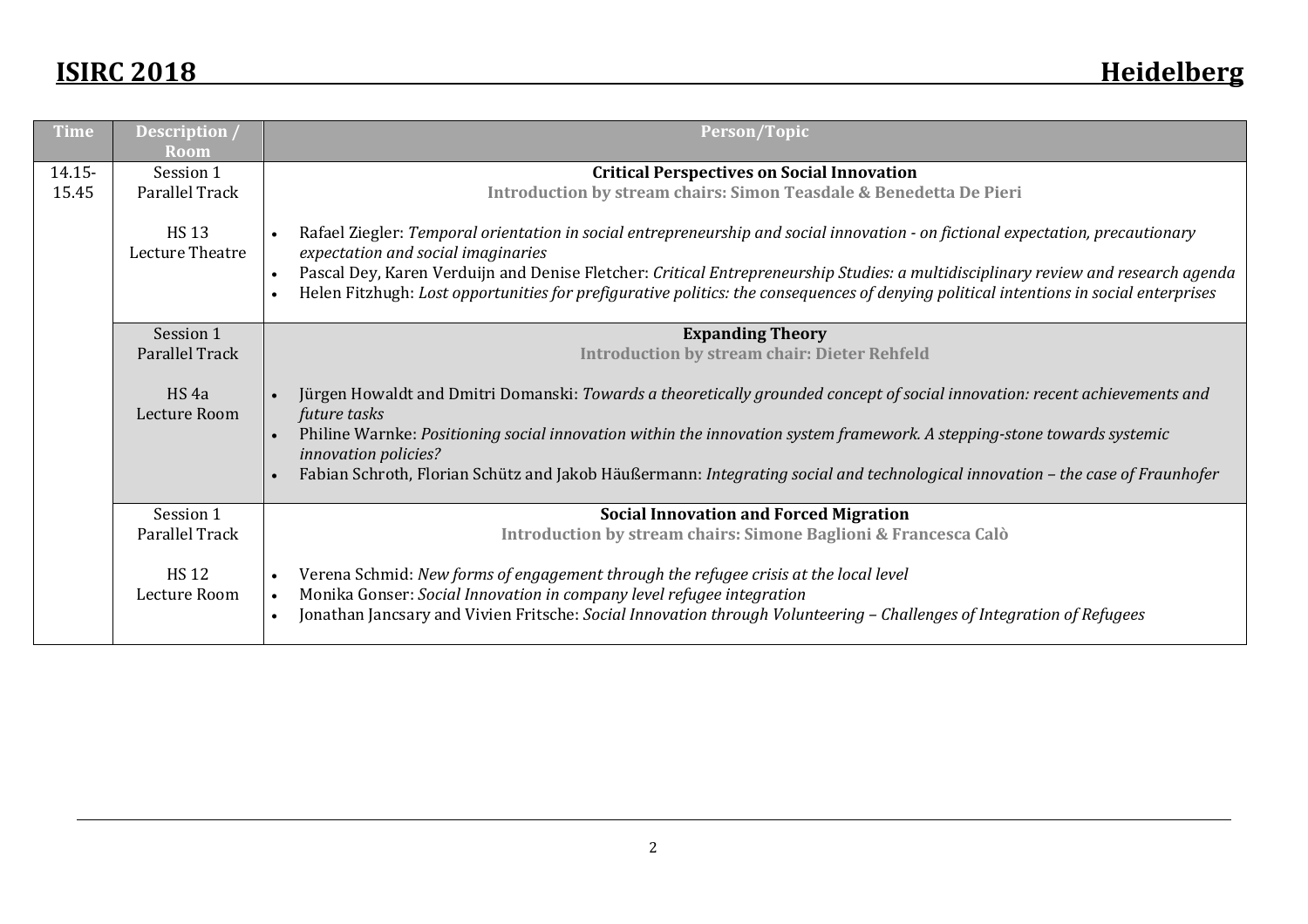| Time | Description / Room | Person/Topic |
| --- | --- | --- |
| 14.15-15.45 | Session 1 Parallel Track<br><br>HS 13 Lecture Theatre | **Critical Perspectives on Social Innovation**<br>**Introduction by stream chairs: Simon Teasdale & Benedetta De Pieri**<br><br>• Rafael Ziegler: *Temporal orientation in social entrepreneurship and social innovation - on fictional expectation, precautionary expectation and social imaginaries*<br>• Pascal Dey, Karen Verduijn and Denise Fletcher: *Critical Entrepreneurship Studies: a multidisciplinary review and research agenda*<br>• Helen Fitzhugh: *Lost opportunities for prefigurative politics: the consequences of denying political intentions in social enterprises* |
| | Session 1 Parallel Track<br><br>HS 4a Lecture Room | **Expanding Theory**<br>**Introduction by stream chair: Dieter Rehfeld**<br><br>• Jürgen Howaldt and Dmitri Domanski: *Towards a theoretically grounded concept of social innovation: recent achievements and future tasks*<br>• Philine Warnke: *Positioning social innovation within the innovation system framework. A stepping-stone towards systemic innovation policies?*<br>• Fabian Schroth, Florian Schütz and Jakob Häußermann: *Integrating social and technological innovation – the case of Fraunhofer* |
| | Session 1 Parallel Track<br><br>HS 12 Lecture Room | **Social Innovation and Forced Migration**<br>**Introduction by stream chairs: Simone Baglioni & Francesca Calò**<br><br>• Verena Schmid: *New forms of engagement through the refugee crisis at the local level*<br>• Monika Gonser: *Social Innovation in company level refugee integration*<br>• Jonathan Jancsary and Vivien Fritsche: *Social Innovation through Volunteering – Challenges of Integration of Refugees* |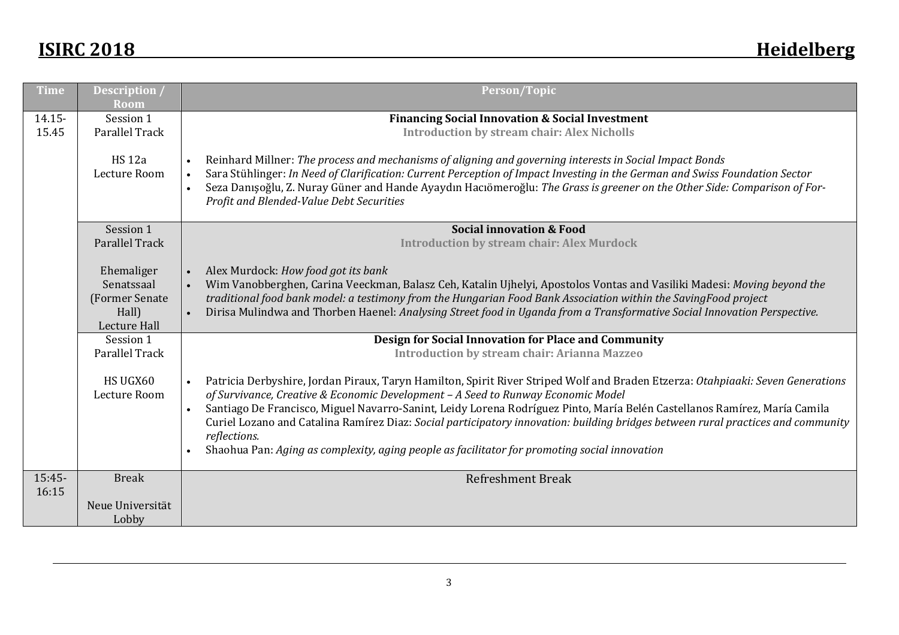| Time | Description / Room | Person/Topic |
|---|---|---|
| 14.15-15.45 | Session 1 Parallel Track<br><br>HS 12a Lecture Room | **Financing Social Innovation & Social Investment**<br>**Introduction by stream chair: Alex Nicholls**<br><br>• Reinhard Millner: *The process and mechanisms of aligning and governing interests in Social Impact Bonds*<br>• Sara Stühlinger: *In Need of Clarification: Current Perception of Impact Investing in the German and Swiss Foundation Sector*<br>• Seza Danışoğlu, Z. Nuray Güner and Hande Ayaydın Hacıömeroğlu: *The Grass is greener on the Other Side: Comparison of For-Profit and Blended-Value Debt Securities* |
| | Session 1 Parallel Track<br><br>Ehemaliger Senatssaal (Former Senate Hall) Lecture Hall | **Social innovation & Food**<br>**Introduction by stream chair: Alex Murdock**<br><br>• Alex Murdock: *How food got its bank*<br>• Wim Vanobberghen, Carina Veeckman, Balasz Ceh, Katalin Ujhelyi, Apostolos Vontas and Vasiliki Madesi: *Moving beyond the traditional food bank model: a testimony from the Hungarian Food Bank Association within the SavingFood project*<br>• Dirisa Mulindwa and Thorben Haenel: *Analysing Street food in Uganda from a Transformative Social Innovation Perspective.* |
| | Session 1 Parallel Track<br><br>HS UGX60 Lecture Room | **Design for Social Innovation for Place and Community**<br>**Introduction by stream chair: Arianna Mazzeo**<br><br>• Patricia Derbyshire, Jordan Piraux, Taryn Hamilton, Spirit River Striped Wolf and Braden Etzerza: *Otahpiaaki: Seven Generations of Survivance, Creative & Economic Development – A Seed to Runway Economic Model*<br>• Santiago De Francisco, Miguel Navarro-Sanint, Leidy Lorena Rodríguez Pinto, María Belén Castellanos Ramírez, María Camila Curiel Lozano and Catalina Ramírez Diaz: *Social participatory innovation: building bridges between rural practices and community reflections.*<br>• Shaohua Pan: *Aging as complexity, aging people as facilitator for promoting social innovation* |
| 15:45-16:15 | Break<br><br>Neue Universität Lobby | Refreshment Break |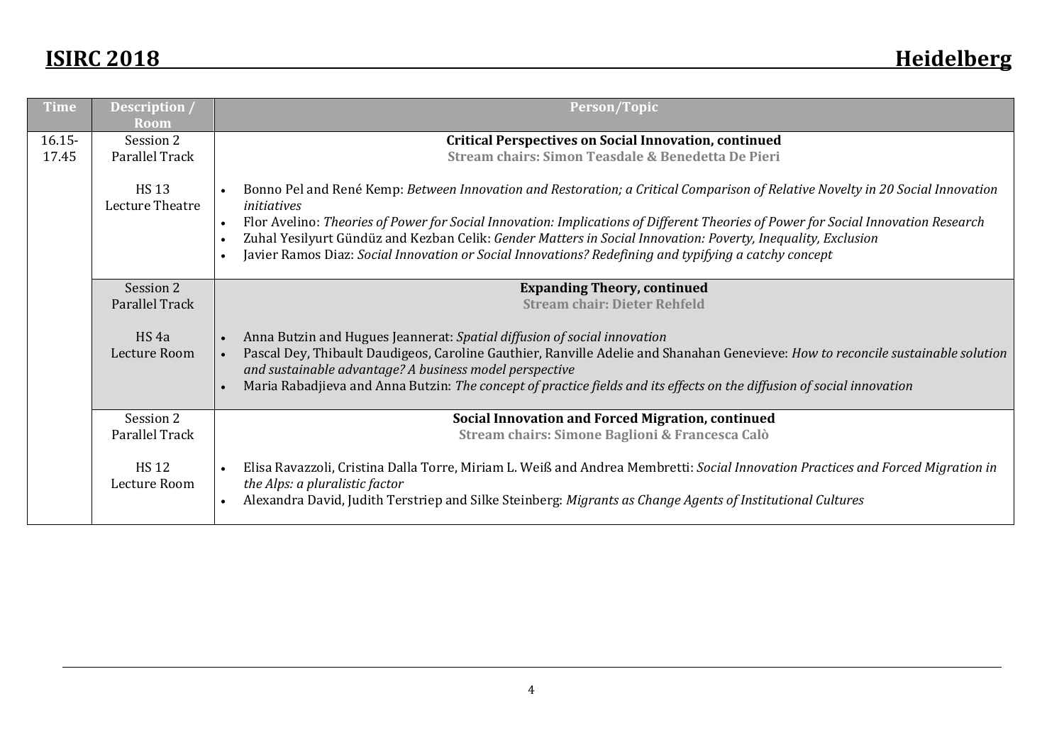| Time | Description / Room | Person/Topic |
| --- | --- | --- |
| 16.15-17.45 | Session 2 Parallel Track<br><br>HS 13 Lecture Theatre | **Critical Perspectives on Social Innovation, continued**<br>**Stream chairs: Simon Teasdale & Benedetta De Pieri**<br><br>• Bonno Pel and René Kemp: *Between Innovation and Restoration; a Critical Comparison of Relative Novelty in 20 Social Innovation initiatives*<br>• Flor Avelino: *Theories of Power for Social Innovation: Implications of Different Theories of Power for Social Innovation Research*<br>• Zuhal Yesilyurt Gündüz and Kezban Celik: *Gender Matters in Social Innovation: Poverty, Inequality, Exclusion*<br>• Javier Ramos Diaz: *Social Innovation or Social Innovations? Redefining and typifying a catchy concept* |
| | Session 2 Parallel Track<br><br>HS 4a Lecture Room | **Expanding Theory, continued**<br>**Stream chair: Dieter Rehfeld**<br><br>• Anna Butzin and Hugues Jeannerat: *Spatial diffusion of social innovation*<br>• Pascal Dey, Thibault Daudigeos, Caroline Gauthier, Ranville Adelie and Shanahan Genevieve: *How to reconcile sustainable solution and sustainable advantage? A business model perspective*<br>• Maria Rabadjieva and Anna Butzin: *The concept of practice fields and its effects on the diffusion of social innovation* |
| | Session 2 Parallel Track<br><br>HS 12 Lecture Room | **Social Innovation and Forced Migration, continued**<br>**Stream chairs: Simone Baglioni & Francesca Calò**<br><br>• Elisa Ravazzoli, Cristina Dalla Torre, Miriam L. Weiß and Andrea Membretti: *Social Innovation Practices and Forced Migration in the Alps: a pluralistic factor*<br>• Alexandra David, Judith Terstriep and Silke Steinberg: *Migrants as Change Agents of Institutional Cultures* |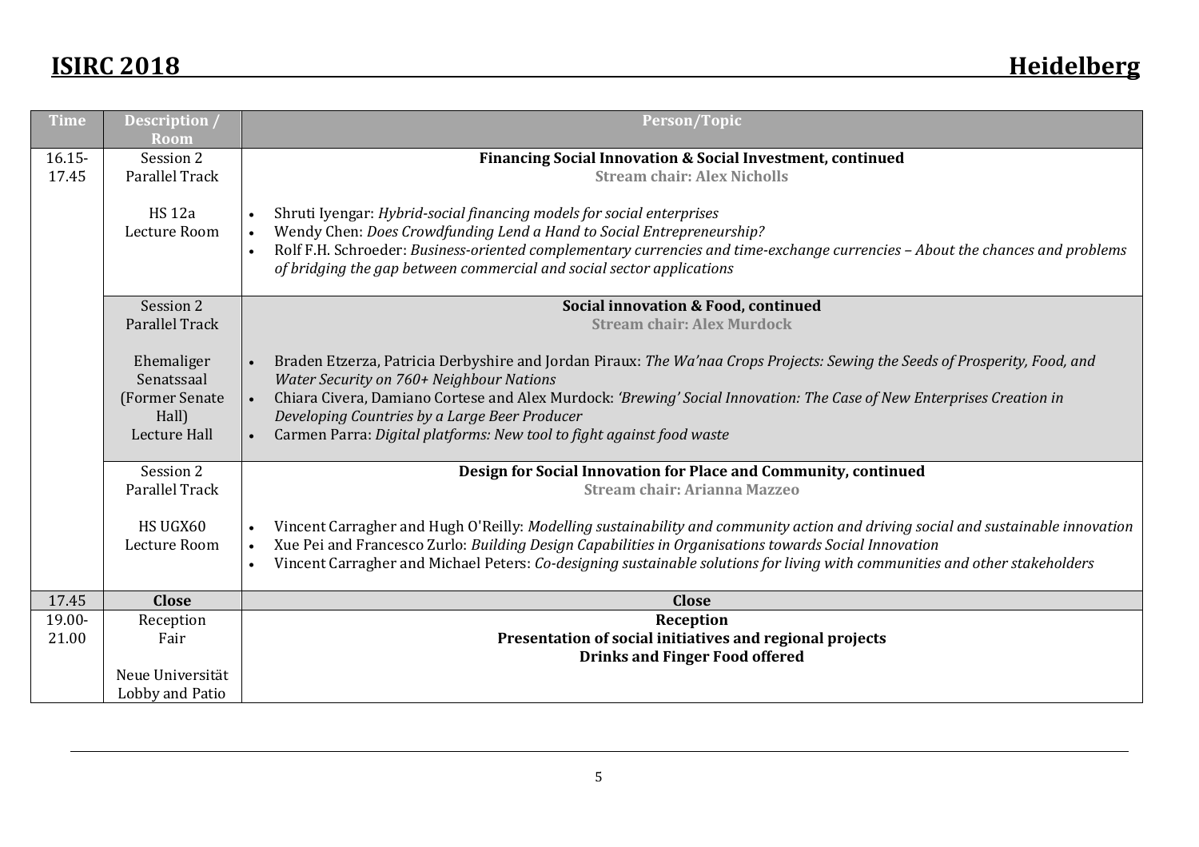| Time | Description / Room | Person/Topic |
|---|---|---|
| 16.15-17.45 | Session 2 Parallel Track<br><br>HS 12a Lecture Room | **Financing Social Innovation & Social Investment, continued**<br>**Stream chair: Alex Nicholls**<br><br>• Shruti Iyengar: *Hybrid-social financing models for social enterprises*<br>• Wendy Chen: *Does Crowdfunding Lend a Hand to Social Entrepreneurship?*<br>• Rolf F.H. Schroeder: *Business-oriented complementary currencies and time-exchange currencies – About the chances and problems of bridging the gap between commercial and social sector applications* |
| | Session 2 Parallel Track<br><br>Ehemaliger Senatssaal (Former Senate Hall) Lecture Hall | **Social innovation & Food, continued**<br>**Stream chair: Alex Murdock**<br><br>• Braden Etzerza, Patricia Derbyshire and Jordan Piraux: *The Wa'naa Crops Projects: Sewing the Seeds of Prosperity, Food, and Water Security on 760+ Neighbour Nations*<br>• Chiara Civera, Damiano Cortese and Alex Murdock: *'Brewing' Social Innovation: The Case of New Enterprises Creation in Developing Countries by a Large Beer Producer*<br>• Carmen Parra: *Digital platforms: New tool to fight against food waste* |
| | Session 2 Parallel Track<br><br>HS UGX60 Lecture Room | **Design for Social Innovation for Place and Community, continued**<br>**Stream chair: Arianna Mazzeo**<br><br>• Vincent Carragher and Hugh O'Reilly: *Modelling sustainability and community action and driving social and sustainable innovation*<br>• Xue Pei and Francesco Zurlo: *Building Design Capabilities in Organisations towards Social Innovation*<br>• Vincent Carragher and Michael Peters: *Co-designing sustainable solutions for living with communities and other stakeholders* |
| 17.45 | **Close** | **Close** |
| 19.00-21.00 | Reception Fair<br><br>Neue Universität Lobby and Patio | **Reception**<br>**Presentation of social initiatives and regional projects**<br>**Drinks and Finger Food offered** |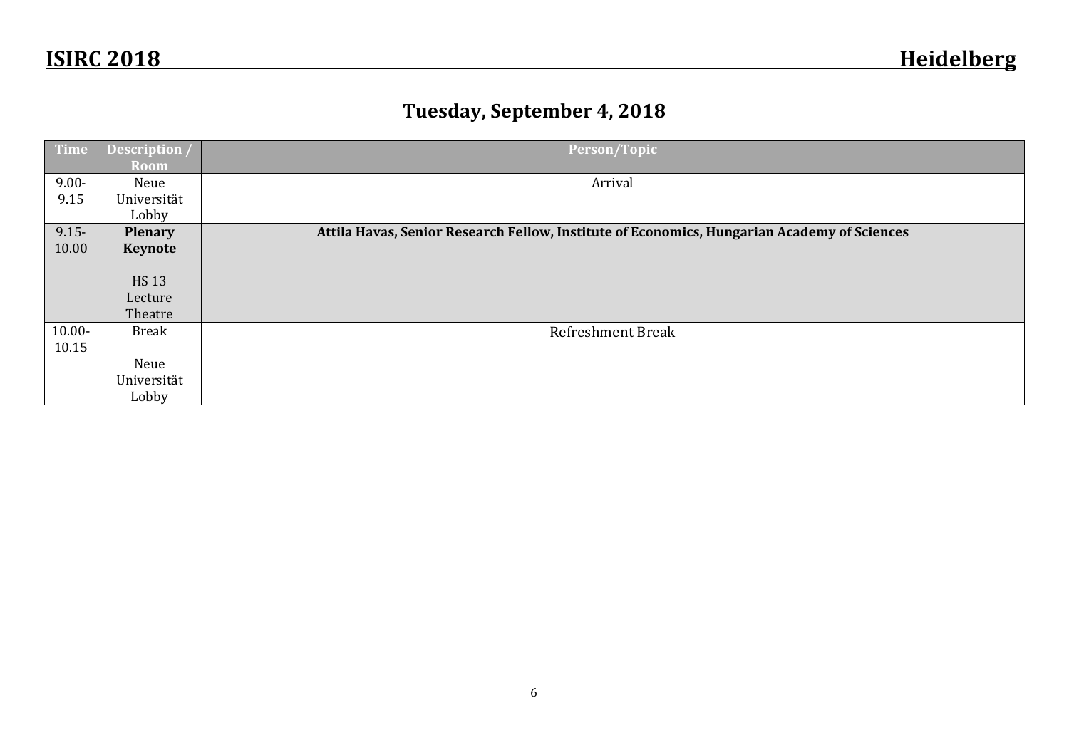## Tuesday, September 4, 2018

| Time | Description / Room | Person/Topic |
|---|---|---|
| 9.00-9.15 | Neue Universität Lobby | Arrival |
| 9.15-10.00 | **Plenary Keynote**<br><br>HS 13 Lecture Theatre | **Attila Havas, Senior Research Fellow, Institute of Economics, Hungarian Academy of Sciences** |
| 10.00-10.15 | Break<br><br>Neue Universität Lobby | Refreshment Break |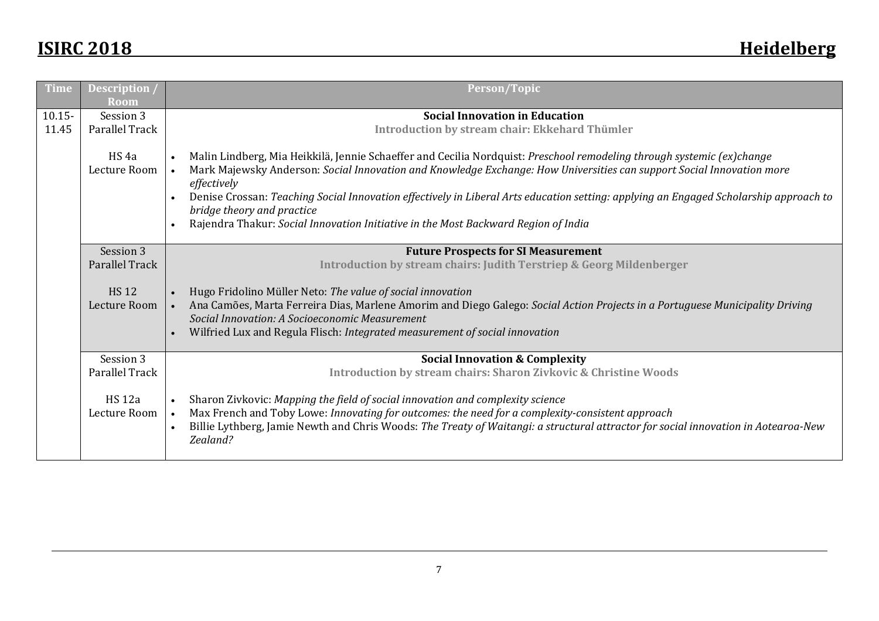| Time | Description / Room | Person/Topic |
|---|---|---|
| 10.15-11.45 | Session 3 Parallel Track<br><br>HS 4a Lecture Room | **Social Innovation in Education**<br>**Introduction by stream chair: Ekkehard Thümler**<br><br>• Malin Lindberg, Mia Heikkilä, Jennie Schaeffer and Cecilia Nordquist: *Preschool remodeling through systemic (ex)change*<br>• Mark Majewsky Anderson: *Social Innovation and Knowledge Exchange: How Universities can support Social Innovation more effectively*<br>• Denise Crossan: *Teaching Social Innovation effectively in Liberal Arts education setting: applying an Engaged Scholarship approach to bridge theory and practice*<br>• Rajendra Thakur: *Social Innovation Initiative in the Most Backward Region of India* |
| | Session 3 Parallel Track<br><br>HS 12 Lecture Room | **Future Prospects for SI Measurement**<br>**Introduction by stream chairs: Judith Terstriep & Georg Mildenberger**<br><br>• Hugo Fridolino Müller Neto: *The value of social innovation*<br>• Ana Camões, Marta Ferreira Dias, Marlene Amorim and Diego Galego: *Social Action Projects in a Portuguese Municipality Driving Social Innovation: A Socioeconomic Measurement*<br>• Wilfried Lux and Regula Flisch: *Integrated measurement of social innovation* |
| | Session 3 Parallel Track<br><br>HS 12a Lecture Room | **Social Innovation & Complexity**<br>**Introduction by stream chairs: Sharon Zivkovic & Christine Woods**<br><br>• Sharon Zivkovic: *Mapping the field of social innovation and complexity science*<br>• Max French and Toby Lowe: *Innovating for outcomes: the need for a complexity-consistent approach*<br>• Billie Lythberg, Jamie Newth and Chris Woods: *The Treaty of Waitangi: a structural attractor for social innovation in Aotearoa-New Zealand?* |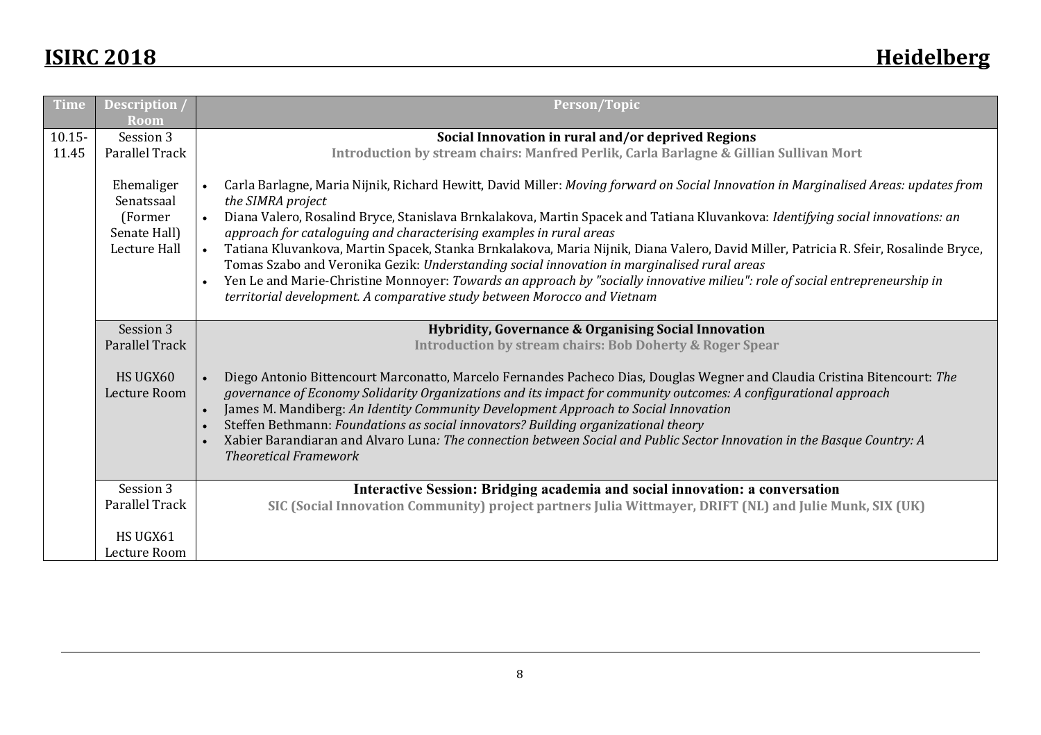| Time | Description / Room | Person/Topic |
|---|---|---|
| 10.15-11.45 | Session 3 Parallel Track<br><br>Ehemaliger Senatssaal (Former Senate Hall) Lecture Hall | **Social Innovation in rural and/or deprived Regions**<br>**Introduction by stream chairs: Manfred Perlik, Carla Barlagne & Gillian Sullivan Mort**<br><br>• Carla Barlagne, Maria Nijnik, Richard Hewitt, David Miller: *Moving forward on Social Innovation in Marginalised Areas: updates from the SIMRA project*<br>• Diana Valero, Rosalind Bryce, Stanislava Brnkalakova, Martin Spacek and Tatiana Kluvankova: *Identifying social innovations: an approach for cataloguing and characterising examples in rural areas*<br>• Tatiana Kluvankova, Martin Spacek, Stanka Brnkalakova, Maria Nijnik, Diana Valero, David Miller, Patricia R. Sfeir, Rosalinde Bryce, Tomas Szabo and Veronika Gezik: *Understanding social innovation in marginalised rural areas*<br>• Yen Le and Marie-Christine Monnoyer: *Towards an approach by "socially innovative milieu": role of social entrepreneurship in territorial development. A comparative study between Morocco and Vietnam* |
| | Session 3 Parallel Track<br><br>HS UGX60 Lecture Room | **Hybridity, Governance & Organising Social Innovation**<br>**Introduction by stream chairs: Bob Doherty & Roger Spear**<br><br>• Diego Antonio Bittencourt Marconatto, Marcelo Fernandes Pacheco Dias, Douglas Wegner and Claudia Cristina Bitencourt: *The governance of Economy Solidarity Organizations and its impact for community outcomes: A configurational approach*<br>• James M. Mandiberg: *An Identity Community Development Approach to Social Innovation*<br>• Steffen Bethmann: *Foundations as social innovators? Building organizational theory*<br>• Xabier Barandiaran and Alvaro Luna: *The connection between Social and Public Sector Innovation in the Basque Country: A Theoretical Framework* |
| | Session 3 Parallel Track<br><br>HS UGX61 Lecture Room | **Interactive Session: Bridging academia and social innovation: a conversation**<br>**SIC (Social Innovation Community) project partners Julia Wittmayer, DRIFT (NL) and Julie Munk, SIX (UK)** |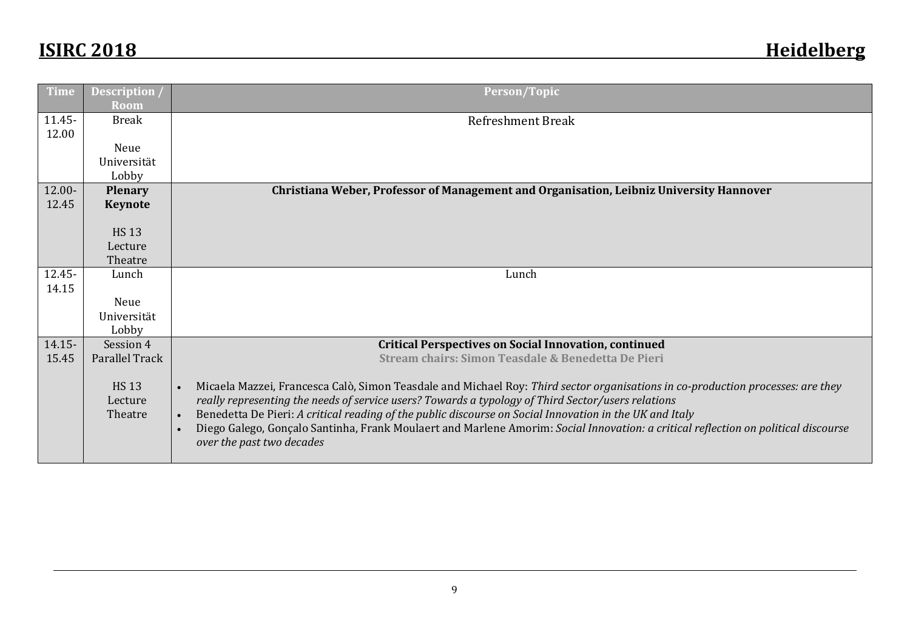| Time | Description / Room | Person/Topic |
|---|---|---|
| 11.45-12.00 | Break<br><br>Neue Universität Lobby | Refreshment Break |
| 12.00-12.45 | **Plenary Keynote**<br><br>HS 13 Lecture Theatre | **Christiana Weber, Professor of Management and Organisation, Leibniz University Hannover** |
| 12.45-14.15 | Lunch<br><br>Neue Universität Lobby | Lunch |
| 14.15-15.45 | Session 4 Parallel Track<br><br>HS 13 Lecture Theatre | **Critical Perspectives on Social Innovation, continued**<br>**Stream chairs: Simon Teasdale & Benedetta De Pieri**<br><br>• Micaela Mazzei, Francesca Calò, Simon Teasdale and Michael Roy: *Third sector organisations in co-production processes: are they really representing the needs of service users? Towards a typology of Third Sector/users relations*<br>• Benedetta De Pieri: *A critical reading of the public discourse on Social Innovation in the UK and Italy*<br>• Diego Galego, Gonçalo Santinha, Frank Moulaert and Marlene Amorim: *Social Innovation: a critical reflection on political discourse over the past two decades* |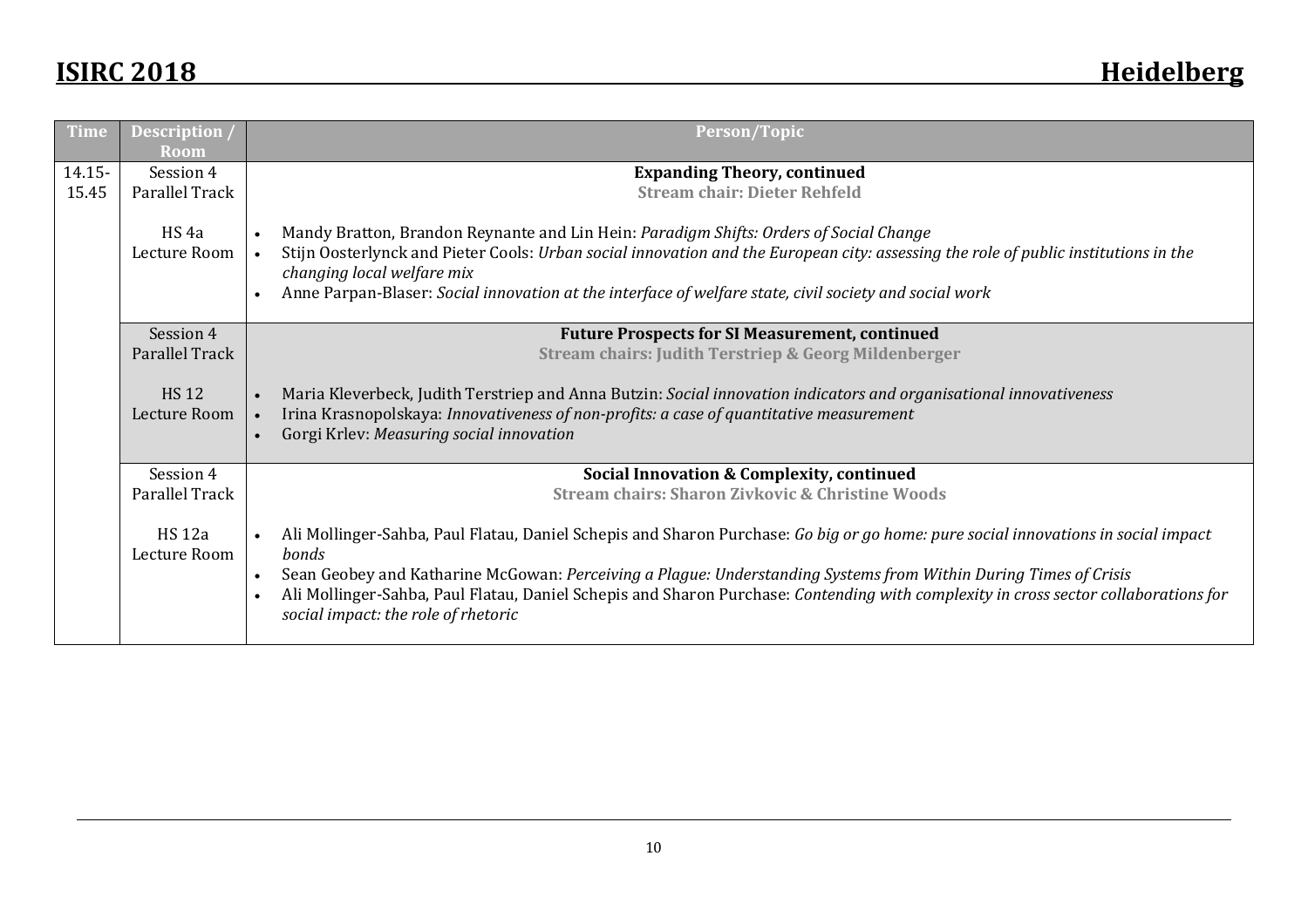| Time | Description / Room | Person/Topic |
|---|---|---|
| 14.15-15.45 | Session 4 Parallel Track<br><br>HS 4a Lecture Room | **Expanding Theory, continued**<br>**Stream chair: Dieter Rehfeld**<br><br>• Mandy Bratton, Brandon Reynante and Lin Hein: *Paradigm Shifts: Orders of Social Change*<br>• Stijn Oosterlynck and Pieter Cools: *Urban social innovation and the European city: assessing the role of public institutions in the changing local welfare mix*<br>• Anne Parpan-Blaser: *Social innovation at the interface of welfare state, civil society and social work* |
| | Session 4 Parallel Track<br><br>HS 12 Lecture Room | **Future Prospects for SI Measurement, continued**<br>**Stream chairs: Judith Terstriep & Georg Mildenberger**<br><br>• Maria Kleverbeck, Judith Terstriep and Anna Butzin: *Social innovation indicators and organisational innovativeness*<br>• Irina Krasnopolskaya: *Innovativeness of non-profits: a case of quantitative measurement*<br>• Gorgi Krlev: *Measuring social innovation* |
| | Session 4 Parallel Track<br><br>HS 12a Lecture Room | **Social Innovation & Complexity, continued**<br>**Stream chairs: Sharon Zivkovic & Christine Woods**<br><br>• Ali Mollinger-Sahba, Paul Flatau, Daniel Schepis and Sharon Purchase: *Go big or go home: pure social innovations in social impact bonds*<br>• Sean Geobey and Katharine McGowan: *Perceiving a Plague: Understanding Systems from Within During Times of Crisis*<br>• Ali Mollinger-Sahba, Paul Flatau, Daniel Schepis and Sharon Purchase: *Contending with complexity in cross sector collaborations for social impact: the role of rhetoric* |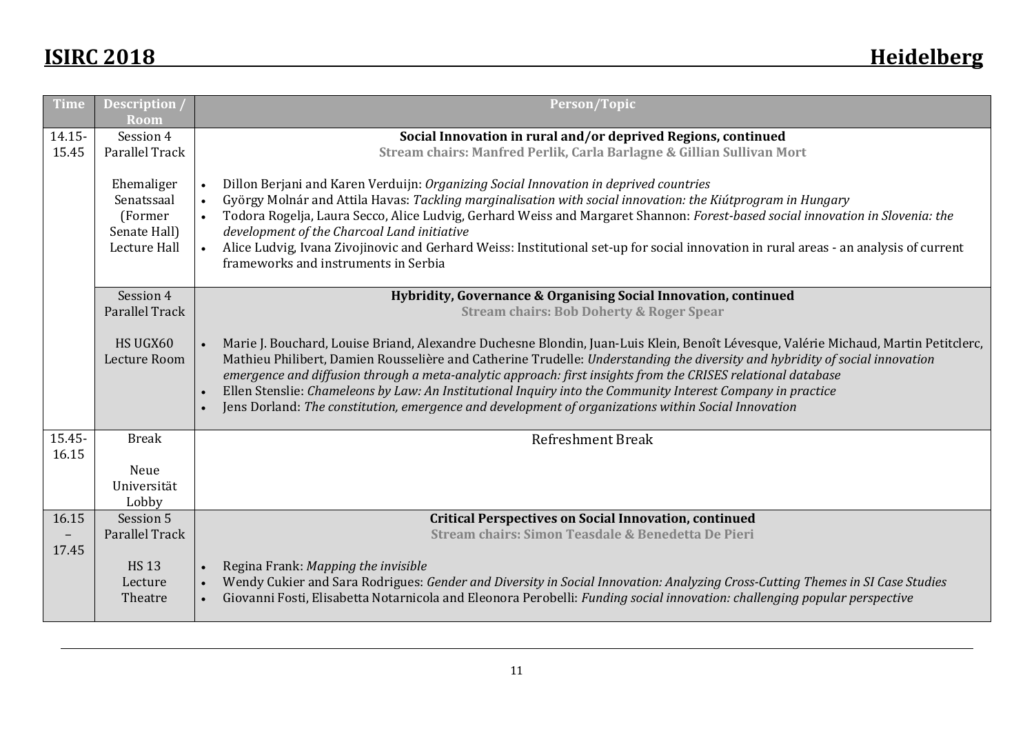| Time | Description / Room | Person/Topic |
|---|---|---|
| 14.15-15.45 | Session 4 Parallel Track<br><br>Ehemaliger Senatssaal (Former Senate Hall) Lecture Hall | **Social Innovation in rural and/or deprived Regions, continued**<br>**Stream chairs: Manfred Perlik, Carla Barlagne & Gillian Sullivan Mort**<br><br>• Dillon Berjani and Karen Verduijn: *Organizing Social Innovation in deprived countries*<br>• György Molnár and Attila Havas: *Tackling marginalisation with social innovation: the Kiútprogram in Hungary*<br>• Todora Rogelja, Laura Secco, Alice Ludvig, Gerhard Weiss and Margaret Shannon: *Forest-based social innovation in Slovenia: the development of the Charcoal Land initiative*<br>• Alice Ludvig, Ivana Zivojinovic and Gerhard Weiss: Institutional set-up for social innovation in rural areas - an analysis of current frameworks and instruments in Serbia |
| | Session 4 Parallel Track<br><br>HS UGX60 Lecture Room | **Hybridity, Governance & Organising Social Innovation, continued**<br>**Stream chairs: Bob Doherty & Roger Spear**<br><br>• Marie J. Bouchard, Louise Briand, Alexandre Duchesne Blondin, Juan-Luis Klein, Benoît Lévesque, Valérie Michaud, Martin Petitclerc, Mathieu Philibert, Damien Rousselière and Catherine Trudelle: *Understanding the diversity and hybridity of social innovation emergence and diffusion through a meta-analytic approach: first insights from the CRISES relational database*<br>• Ellen Stenslie: *Chameleons by Law: An Institutional Inquiry into the Community Interest Company in practice*<br>• Jens Dorland: *The constitution, emergence and development of organizations within Social Innovation* |
| 15.45-16.15 | Break<br><br>Neue Universität Lobby | Refreshment Break |
| 16.15 – 17.45 | Session 5 Parallel Track<br><br>HS 13 Lecture Theatre | **Critical Perspectives on Social Innovation, continued**<br>**Stream chairs: Simon Teasdale & Benedetta De Pieri**<br><br>• Regina Frank: *Mapping the invisible*<br>• Wendy Cukier and Sara Rodrigues: *Gender and Diversity in Social Innovation: Analyzing Cross-Cutting Themes in SI Case Studies*<br>• Giovanni Fosti, Elisabetta Notarnicola and Eleonora Perobelli: *Funding social innovation: challenging popular perspective* |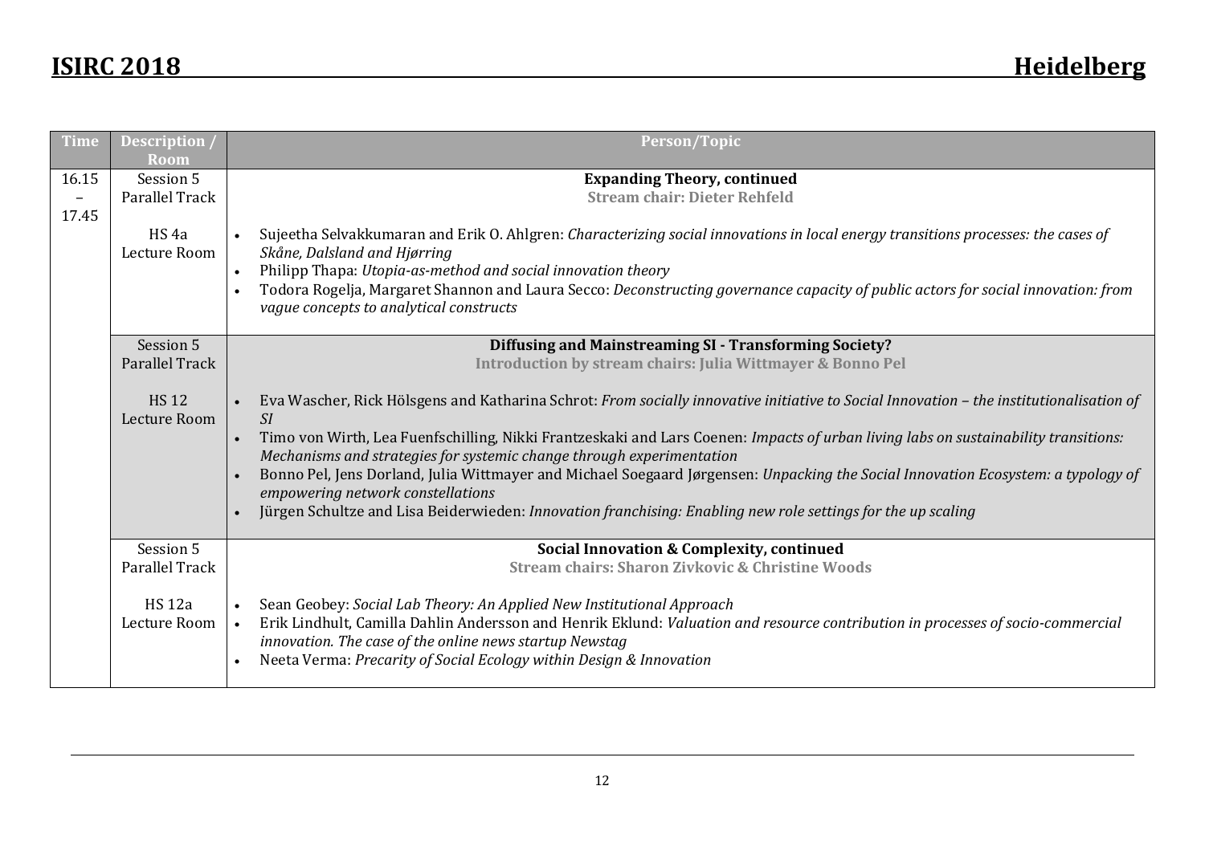| Time | Description / Room | Person/Topic |
|---|---|---|
| 16.15 – 17.45 | Session 5 Parallel Track<br><br>HS 4a Lecture Room | **Expanding Theory, continued**<br>**Stream chair: Dieter Rehfeld**<br><br>• Sujeetha Selvakkumaran and Erik O. Ahlgren: *Characterizing social innovations in local energy transitions processes: the cases of Skåne, Dalsland and Hjørring*<br>• Philipp Thapa: *Utopia-as-method and social innovation theory*<br>• Todora Rogelja, Margaret Shannon and Laura Secco: *Deconstructing governance capacity of public actors for social innovation: from vague concepts to analytical constructs* |
| | Session 5 Parallel Track<br><br>HS 12 Lecture Room | **Diffusing and Mainstreaming SI - Transforming Society?**<br>**Introduction by stream chairs: Julia Wittmayer & Bonno Pel**<br><br>• Eva Wascher, Rick Hölsgens and Katharina Schrot: *From socially innovative initiative to Social Innovation – the institutionalisation of SI*<br>• Timo von Wirth, Lea Fuenfschilling, Nikki Frantzeskaki and Lars Coenen: *Impacts of urban living labs on sustainability transitions: Mechanisms and strategies for systemic change through experimentation*<br>• Bonno Pel, Jens Dorland, Julia Wittmayer and Michael Soegaard Jørgensen: *Unpacking the Social Innovation Ecosystem: a typology of empowering network constellations*<br>• Jürgen Schultze and Lisa Beiderwieden: *Innovation franchising: Enabling new role settings for the up scaling* |
| | Session 5 Parallel Track<br><br>HS 12a Lecture Room | **Social Innovation & Complexity, continued**<br>**Stream chairs: Sharon Zivkovic & Christine Woods**<br><br>• Sean Geobey: *Social Lab Theory: An Applied New Institutional Approach*<br>• Erik Lindhult, Camilla Dahlin Andersson and Henrik Eklund: *Valuation and resource contribution in processes of socio-commercial innovation. The case of the online news startup Newstag*<br>• Neeta Verma: *Precarity of Social Ecology within Design & Innovation* |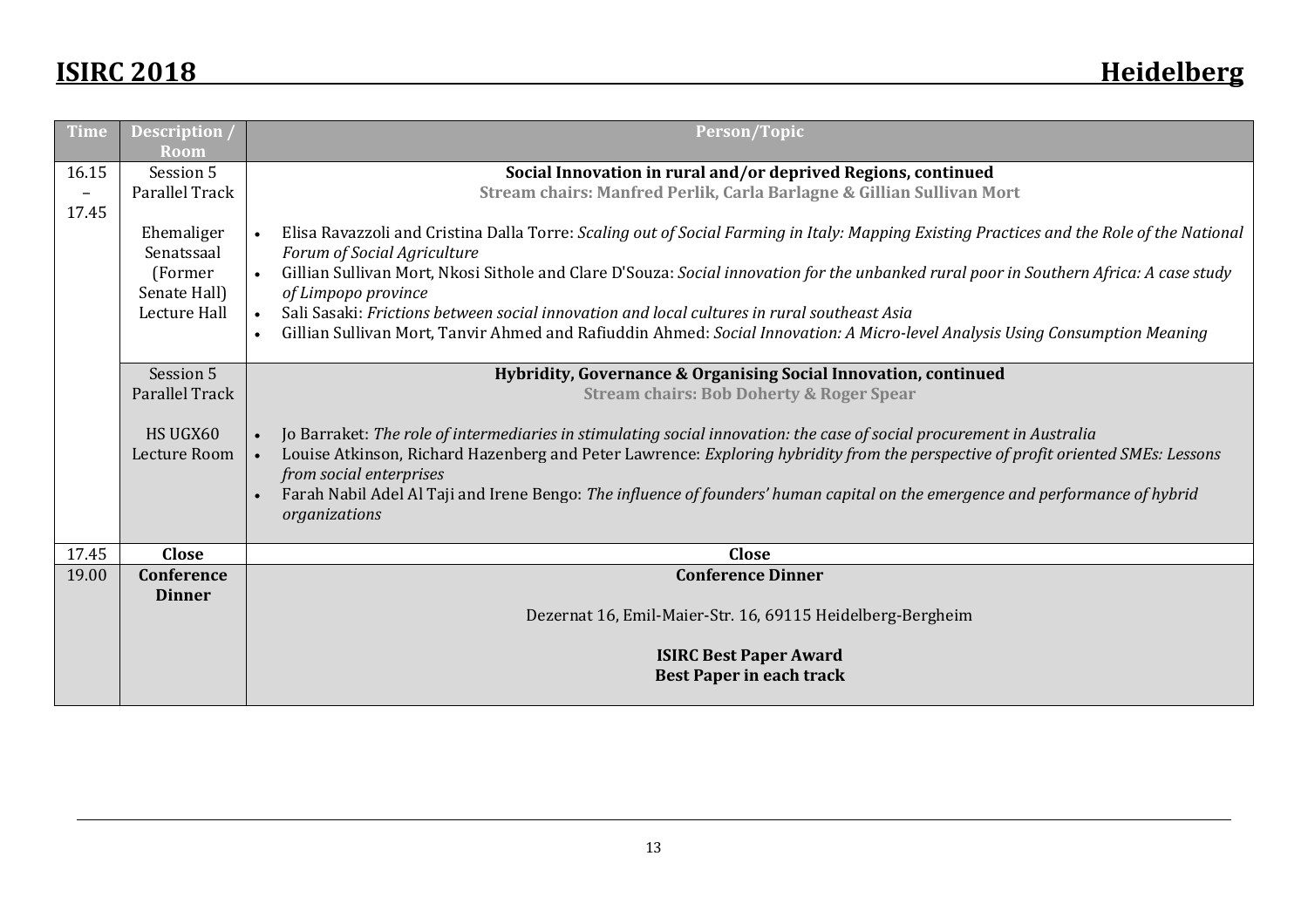| Time | Description / Room | Person/Topic |
|---|---|---|
| 16.15 – 17.45 | Session 5 Parallel Track<br><br>Ehemaliger Senatssaal (Former Senate Hall) Lecture Hall | **Social Innovation in rural and/or deprived Regions, continued**<br>**Stream chairs: Manfred Perlik, Carla Barlagne & Gillian Sullivan Mort**<br><br>• Elisa Ravazzoli and Cristina Dalla Torre: *Scaling out of Social Farming in Italy: Mapping Existing Practices and the Role of the National Forum of Social Agriculture*<br>• Gillian Sullivan Mort, Nkosi Sithole and Clare D'Souza: *Social innovation for the unbanked rural poor in Southern Africa: A case study of Limpopo province*<br>• Sali Sasaki: *Frictions between social innovation and local cultures in rural southeast Asia*<br>• Gillian Sullivan Mort, Tanvir Ahmed and Rafiuddin Ahmed: *Social Innovation: A Micro-level Analysis Using Consumption Meaning* |
| | Session 5 Parallel Track<br><br>HS UGX60 Lecture Room | **Hybridity, Governance & Organising Social Innovation, continued**<br>**Stream chairs: Bob Doherty & Roger Spear**<br><br>• Jo Barraket: *The role of intermediaries in stimulating social innovation: the case of social procurement in Australia*<br>• Louise Atkinson, Richard Hazenberg and Peter Lawrence: *Exploring hybridity from the perspective of profit oriented SMEs: Lessons from social enterprises*<br>• Farah Nabil Adel Al Taji and Irene Bengo: *The influence of founders' human capital on the emergence and performance of hybrid organizations* |
| 17.45 | **Close** | **Close** |
| 19.00 | **Conference Dinner** | **Conference Dinner**<br><br>Dezernat 16, Emil-Maier-Str. 16, 69115 Heidelberg-Bergheim<br><br>**ISIRC Best Paper Award**<br>**Best Paper in each track** |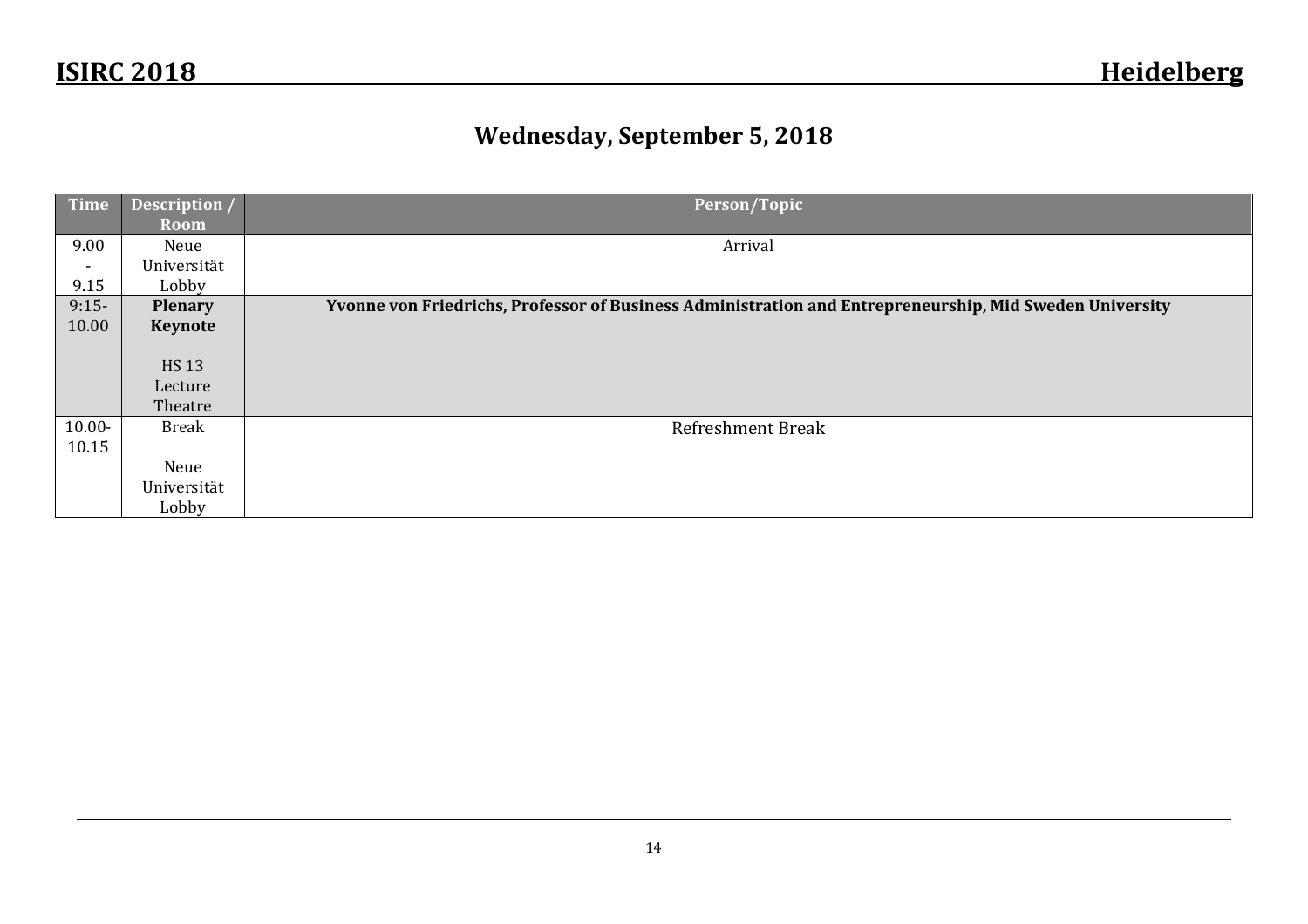## Wednesday, September 5, 2018

| Time | Description / Room | Person/Topic |
|---|---|---|
| 9.00 - 9.15 | Neue Universität Lobby | Arrival |
| 9:15-10.00 | **Plenary Keynote** HS 13 Lecture Theatre | **Yvonne von Friedrichs, Professor of Business Administration and Entrepreneurship, Mid Sweden University** |
| 10.00-10.15 | Break Neue Universität Lobby | Refreshment Break |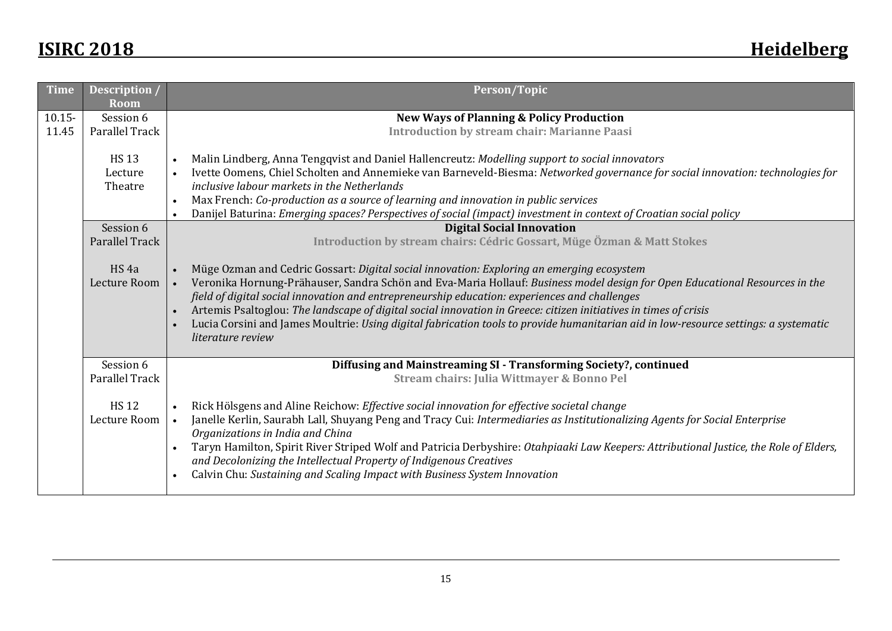| Time | Description / Room | Person/Topic |
|---|---|---|
| 10.15-11.45 | Session 6 Parallel Track<br><br>HS 13 Lecture Theatre | **New Ways of Planning & Policy Production**<br>**Introduction by stream chair: Marianne Paasi**<br><br>• Malin Lindberg, Anna Tengqvist and Daniel Hallencreutz: *Modelling support to social innovators*<br>• Ivette Oomens, Chiel Scholten and Annemieke van Barneveld-Biesma: *Networked governance for social innovation: technologies for inclusive labour markets in the Netherlands*<br>• Max French: *Co-production as a source of learning and innovation in public services*<br>• Danijel Baturina: *Emerging spaces? Perspectives of social (impact) investment in context of Croatian social policy* |
| | Session 6 Parallel Track<br><br>HS 4a Lecture Room | **Digital Social Innovation**<br>**Introduction by stream chairs: Cédric Gossart, Müge Özman & Matt Stokes**<br><br>• Müge Ozman and Cedric Gossart: *Digital social innovation: Exploring an emerging ecosystem*<br>• Veronika Hornung-Prähauser, Sandra Schön and Eva-Maria Hollauf: *Business model design for Open Educational Resources in the field of digital social innovation and entrepreneurship education: experiences and challenges*<br>• Artemis Psaltoglou: *The landscape of digital social innovation in Greece: citizen initiatives in times of crisis*<br>• Lucia Corsini and James Moultrie: *Using digital fabrication tools to provide humanitarian aid in low-resource settings: a systematic literature review* |
| | Session 6 Parallel Track<br><br>HS 12 Lecture Room | **Diffusing and Mainstreaming SI - Transforming Society?, continued**<br>**Stream chairs: Julia Wittmayer & Bonno Pel**<br><br>• Rick Hölsgens and Aline Reichow: *Effective social innovation for effective societal change*<br>• Janelle Kerlin, Saurabh Lall, Shuyang Peng and Tracy Cui: *Intermediaries as Institutionalizing Agents for Social Enterprise Organizations in India and China*<br>• Taryn Hamilton, Spirit River Striped Wolf and Patricia Derbyshire: *Otahpiaaki Law Keepers: Attributional Justice, the Role of Elders, and Decolonizing the Intellectual Property of Indigenous Creatives*<br>• Calvin Chu: *Sustaining and Scaling Impact with Business System Innovation* |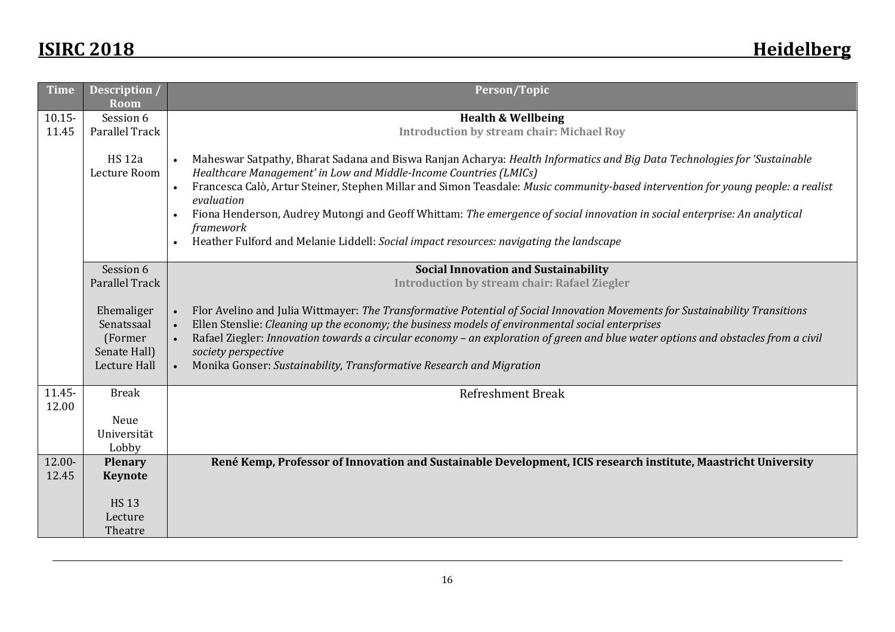| Time | Description / Room | Person/Topic |
|---|---|---|
| 10.15-11.45 | Session 6 Parallel Track<br><br>HS 12a Lecture Room | **Health & Wellbeing**<br>**Introduction by stream chair: Michael Roy**<br><br>• Maheswar Satpathy, Bharat Sadana and Biswa Ranjan Acharya: *Health Informatics and Big Data Technologies for 'Sustainable Healthcare Management' in Low and Middle-Income Countries (LMICs)*<br>• Francesca Calò, Artur Steiner, Stephen Millar and Simon Teasdale: *Music community-based intervention for young people: a realist evaluation*<br>• Fiona Henderson, Audrey Mutongi and Geoff Whittam: *The emergence of social innovation in social enterprise: An analytical framework*<br>• Heather Fulford and Melanie Liddell: *Social impact resources: navigating the landscape* |
| | Session 6 Parallel Track<br><br>Ehemaliger Senatssaal (Former Senate Hall) Lecture Hall | **Social Innovation and Sustainability**<br>**Introduction by stream chair: Rafael Ziegler**<br><br>• Flor Avelino and Julia Wittmayer: *The Transformative Potential of Social Innovation Movements for Sustainability Transitions*<br>• Ellen Stenslie: *Cleaning up the economy; the business models of environmental social enterprises*<br>• Rafael Ziegler: *Innovation towards a circular economy – an exploration of green and blue water options and obstacles from a civil society perspective*<br>• Monika Gonser: *Sustainability, Transformative Research and Migration* |
| 11.45-12.00 | Break<br><br>Neue Universität Lobby | Refreshment Break |
| 12.00-12.45 | **Plenary Keynote**<br><br>HS 13 Lecture Theatre | **René Kemp, Professor of Innovation and Sustainable Development, ICIS research institute, Maastricht University** |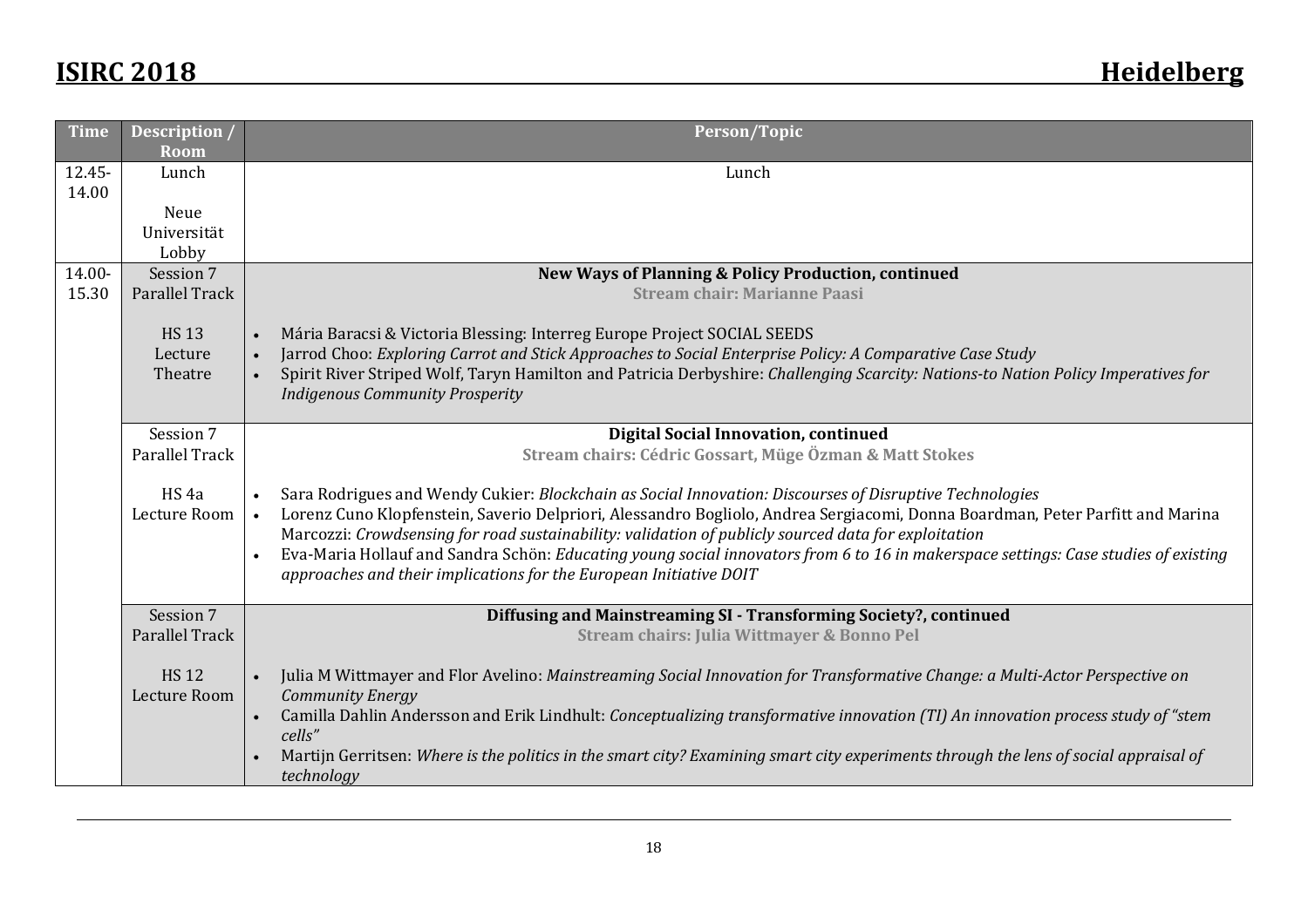| Time | Description / Room | Person/Topic |
|---|---|---|
| 12.45-14.00 | Lunch<br><br>Neue Universität Lobby | Lunch |
| 14.00-15.30 | Session 7 Parallel Track<br><br>HS 13 Lecture Theatre | **New Ways of Planning & Policy Production, continued**<br>**Stream chair: Marianne Paasi**<br><br>• Mária Baracsi & Victoria Blessing: Interreg Europe Project SOCIAL SEEDS<br>• Jarrod Choo: *Exploring Carrot and Stick Approaches to Social Enterprise Policy: A Comparative Case Study*<br>• Spirit River Striped Wolf, Taryn Hamilton and Patricia Derbyshire: *Challenging Scarcity: Nations-to Nation Policy Imperatives for Indigenous Community Prosperity* |
| | Session 7 Parallel Track<br><br>HS 4a Lecture Room | **Digital Social Innovation, continued**<br>**Stream chairs: Cédric Gossart, Müge Özman & Matt Stokes**<br><br>• Sara Rodrigues and Wendy Cukier: *Blockchain as Social Innovation: Discourses of Disruptive Technologies*<br>• Lorenz Cuno Klopfenstein, Saverio Delpriori, Alessandro Bogliolo, Andrea Sergiacomi, Donna Boardman, Peter Parfitt and Marina Marcozzi: *Crowdsensing for road sustainability: validation of publicly sourced data for exploitation*<br>• Eva-Maria Hollauf and Sandra Schön: *Educating young social innovators from 6 to 16 in makerspace settings: Case studies of existing approaches and their implications for the European Initiative DOIT* |
| | Session 7 Parallel Track<br><br>HS 12 Lecture Room | **Diffusing and Mainstreaming SI - Transforming Society?, continued**<br>**Stream chairs: Julia Wittmayer & Bonno Pel**<br><br>• Julia M Wittmayer and Flor Avelino: *Mainstreaming Social Innovation for Transformative Change: a Multi-Actor Perspective on Community Energy*<br>• Camilla Dahlin Andersson and Erik Lindhult: *Conceptualizing transformative innovation (TI) An innovation process study of "stem cells"*<br>• Martijn Gerritsen: *Where is the politics in the smart city? Examining smart city experiments through the lens of social appraisal of technology* |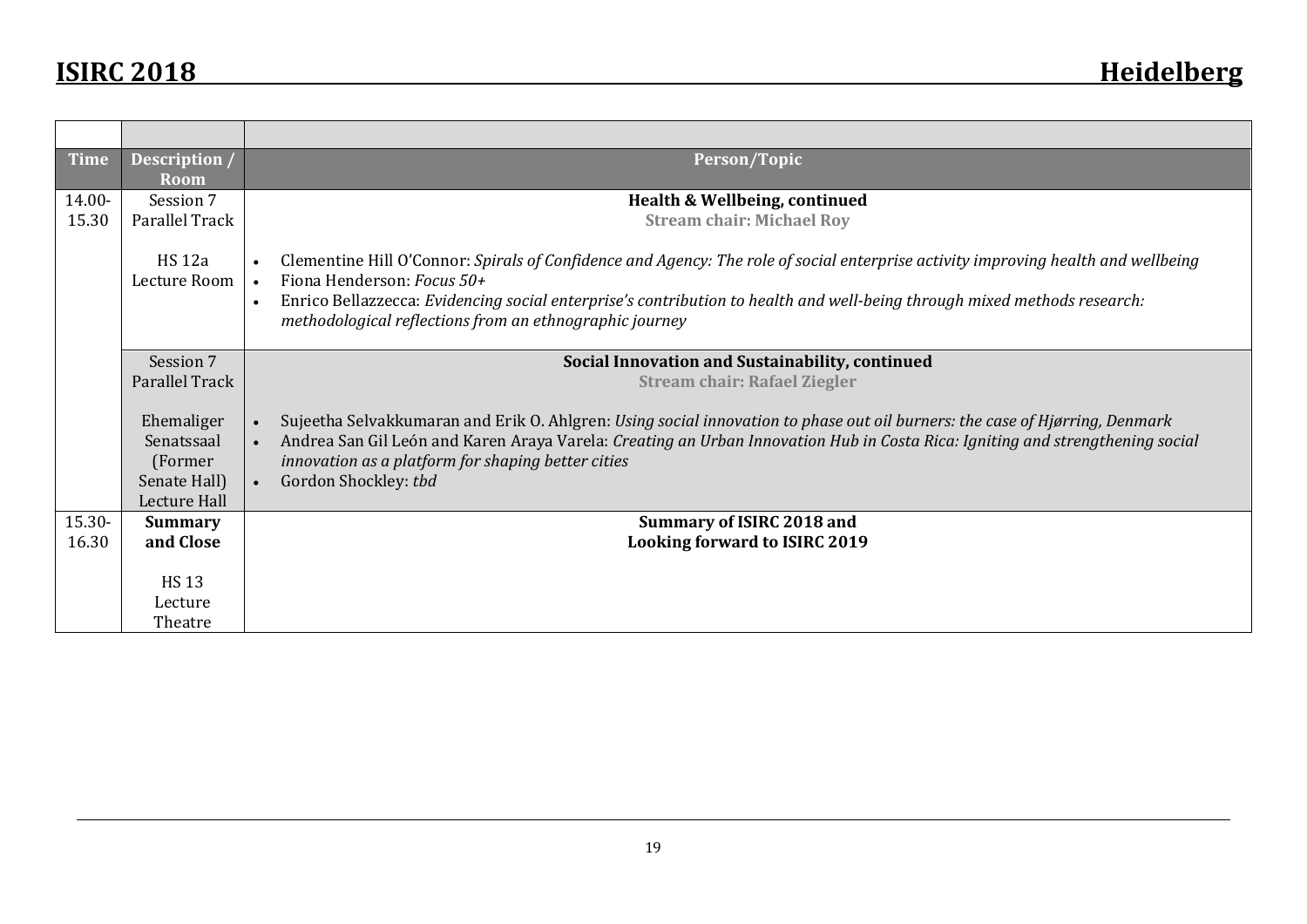| Time | Description / Room | Person/Topic |
|---|---|---|
| 14.00-15.30 | Session 7 Parallel Track<br><br>HS 12a Lecture Room | **Health & Wellbeing, continued**<br>**Stream chair: Michael Roy**<br><br>• Clementine Hill O'Connor: *Spirals of Confidence and Agency: The role of social enterprise activity improving health and wellbeing*<br>• Fiona Henderson: *Focus 50+*<br>• Enrico Bellazzecca: *Evidencing social enterprise's contribution to health and well-being through mixed methods research: methodological reflections from an ethnographic journey* |
| | Session 7 Parallel Track<br><br>Ehemaliger Senatssaal (Former Senate Hall) Lecture Hall | **Social Innovation and Sustainability, continued**<br>**Stream chair: Rafael Ziegler**<br><br>• Sujeetha Selvakkumaran and Erik O. Ahlgren: *Using social innovation to phase out oil burners: the case of Hjørring, Denmark*<br>• Andrea San Gil León and Karen Araya Varela: *Creating an Urban Innovation Hub in Costa Rica: Igniting and strengthening social innovation as a platform for shaping better cities*<br>• Gordon Shockley: *tbd* |
| 15.30-16.30 | **Summary and Close**<br><br>HS 13 Lecture Theatre | **Summary of ISIRC 2018 and**<br>**Looking forward to ISIRC 2019** |